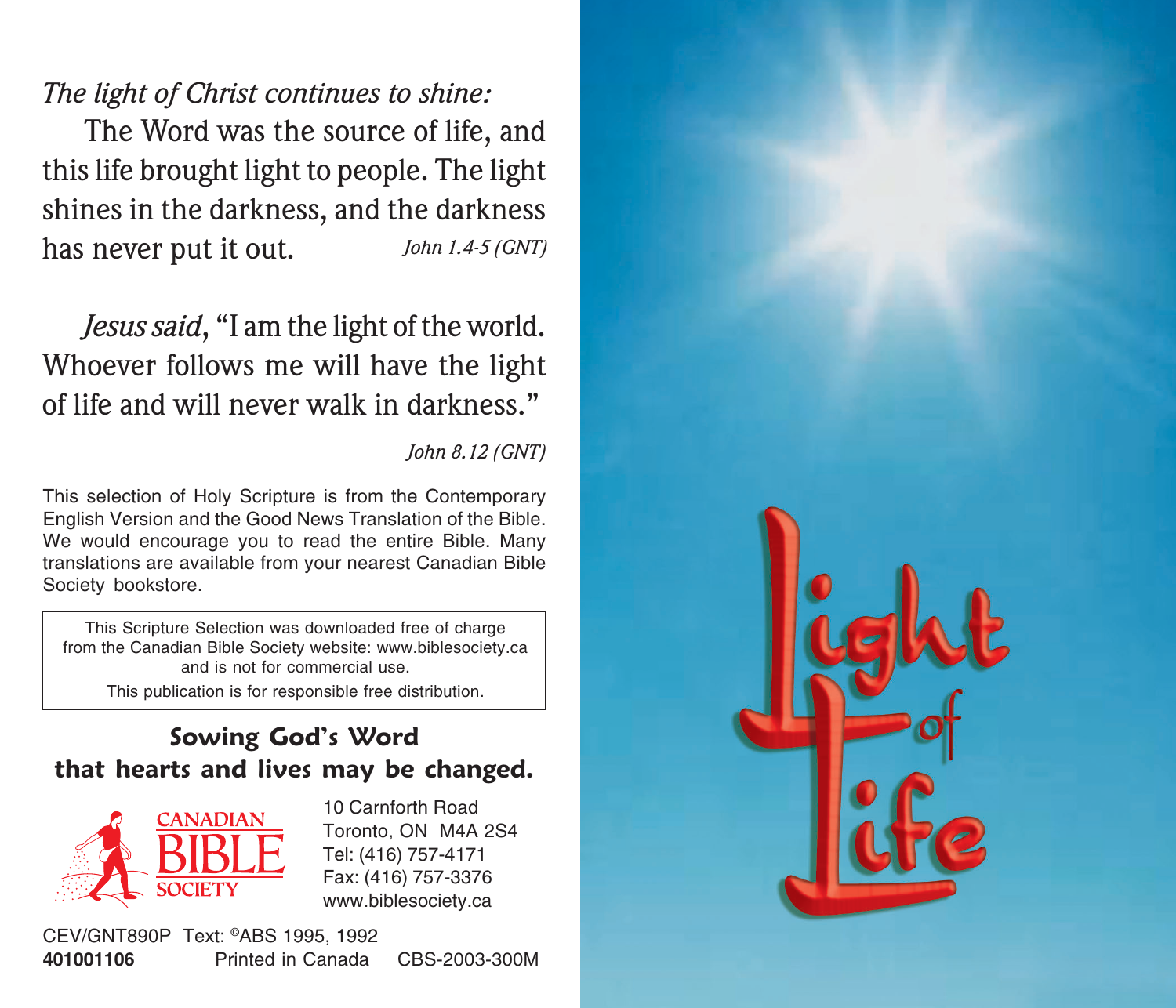*The light of Christ continues to shine:*

The Word was the source of life, and this life brought light to people. The light shines in the darkness, and the darkness has never put it out. *John 1.4-5 (GNT)*

*Jesus said*, "I am the light of the world. Whoever follows me will have the light of life and will never walk in darkness."

*John 8.12 (GNT)*

This selection of Holy Scripture is from the Contemporary English Version and the Good News Translation of the Bible. We would encourage you to read the entire Bible. Many translations are available from your nearest Canadian Bible Society bookstore.

This Scripture Selection was downloaded free of charge from the Canadian Bible Society website: www.biblesociety.ca and is not for commercial use.

This publication is for responsible free distribution.

**Sowing God's Word that hearts and lives may be changed.**

CANADIAN BIBLE SOCIETY

10 Carnforth Road
Toronto, ON M4A 2S4
Tel: (416) 757-4171
Fax: (416) 757-3376
www.biblesociety.ca

CEV/GNT890P Text: ©ABS 1995, 1992
**401001106** Printed in Canada CBS-2003-300M

# Light of Life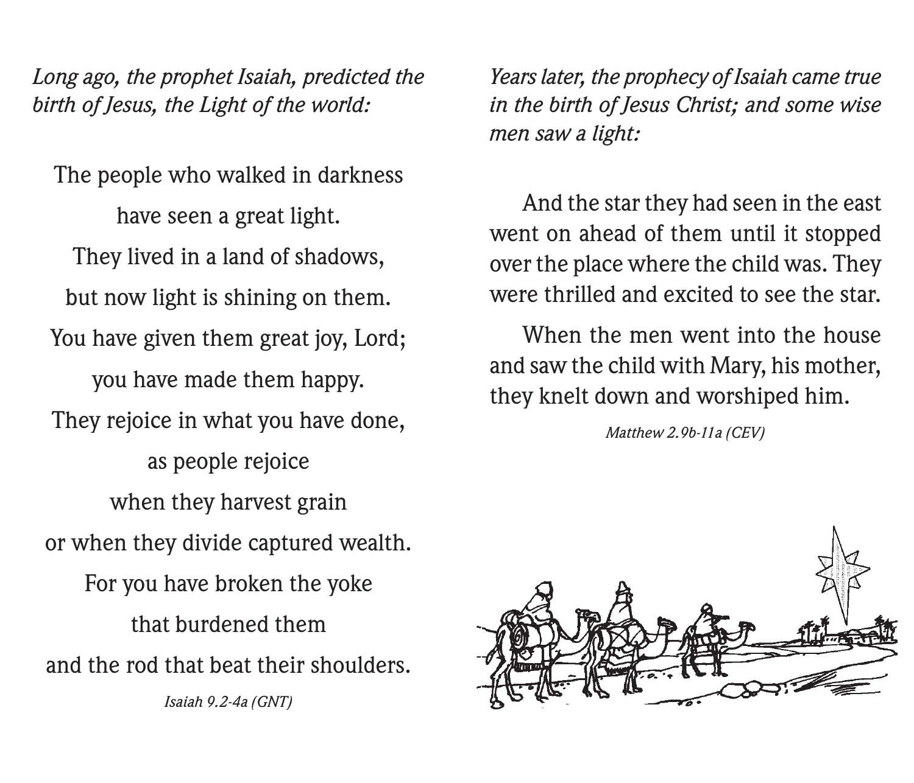*Long ago, the prophet Isaiah, predicted the birth of Jesus, the Light of the world:*

The people who walked in darkness
have seen a great light.
They lived in a land of shadows,
but now light is shining on them.
You have given them great joy, Lord;
you have made them happy.
They rejoice in what you have done,
as people rejoice
when they harvest grain
or when they divide captured wealth.
For you have broken the yoke
that burdened them
and the rod that beat their shoulders.

*Isaiah 9.2-4a (GNT)*

*Years later, the prophecy of Isaiah came true in the birth of Jesus Christ; and some wise men saw a light:*

And the star they had seen in the east went on ahead of them until it stopped over the place where the child was. They were thrilled and excited to see the star.

When the men went into the house and saw the child with Mary, his mother, they knelt down and worshiped him.

*Matthew 2.9b-11a (CEV)*